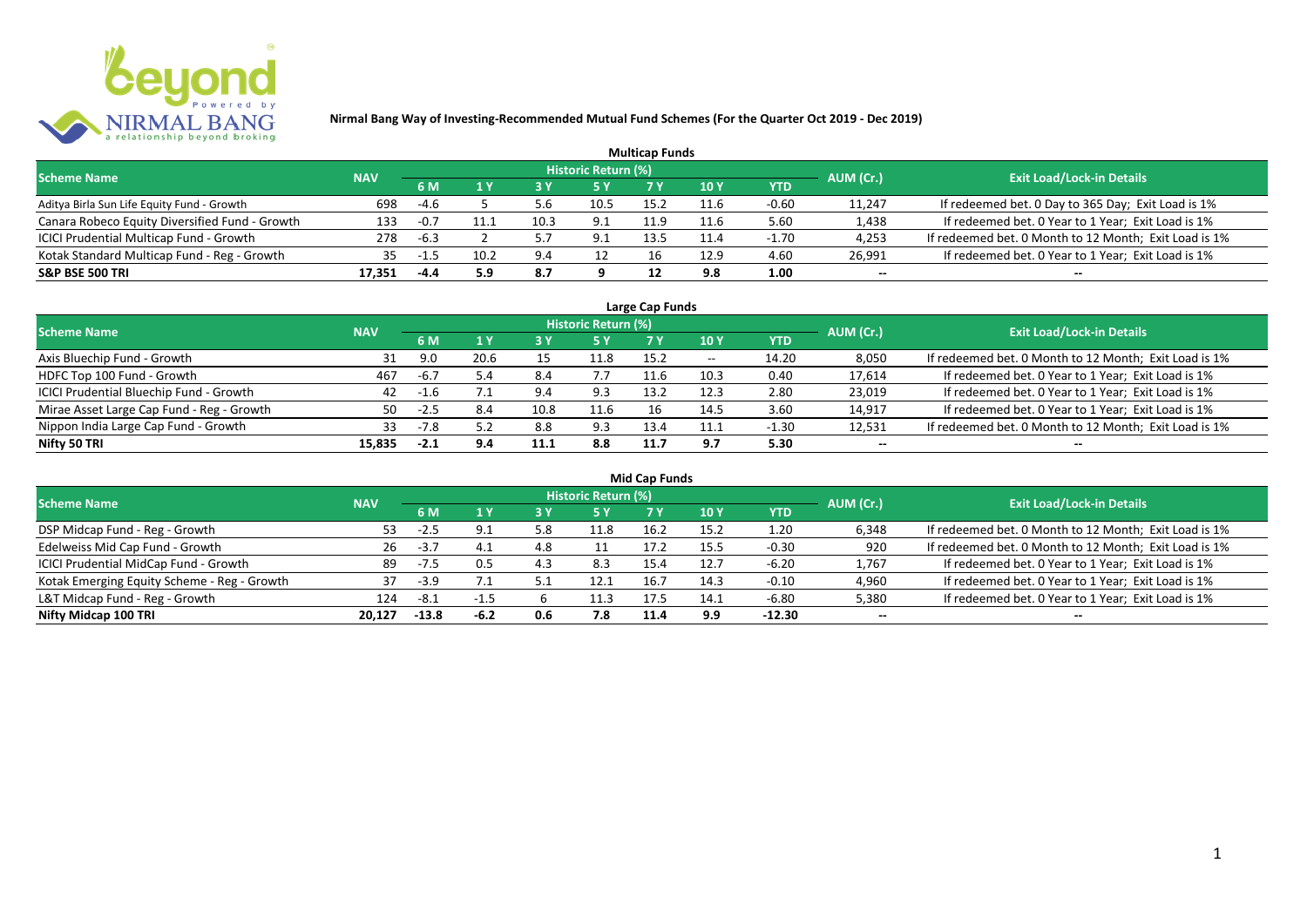# Nirmal Bang Way of Investing-Recommended Mutual Fund Schemes (For the Quarter Oct 2019 - Dec 2019)

## Multicap Funds

| Scheme Name | NAV | Historic Return (%) | | | | | | | AUM (Cr.) | Exit Load/Lock-in Details |
|---|---|---|---|---|---|---|---|---|---|---|
| | | 6 M | 1 Y | 3 Y | 5 Y | 7 Y | 10 Y | YTD | | |
| Aditya Birla Sun Life Equity Fund - Growth | 698 | -4.6 | 5 | 5.6 | 10.5 | 15.2 | 11.6 | -0.60 | 11,247 | If redeemed bet. 0 Day to 365 Day; Exit Load is 1% |
| Canara Robeco Equity Diversified Fund - Growth | 133 | -0.7 | 11.1 | 10.3 | 9.1 | 11.9 | 11.6 | 5.60 | 1,438 | If redeemed bet. 0 Year to 1 Year; Exit Load is 1% |
| ICICI Prudential Multicap Fund - Growth | 278 | -6.3 | 2 | 5.7 | 9.1 | 13.5 | 11.4 | -1.70 | 4,253 | If redeemed bet. 0 Month to 12 Month; Exit Load is 1% |
| Kotak Standard Multicap Fund - Reg - Growth | 35 | -1.5 | 10.2 | 9.4 | 12 | 16 | 12.9 | 4.60 | 26,991 | If redeemed bet. 0 Year to 1 Year; Exit Load is 1% |
| **S&P BSE 500 TRI** | **17,351** | **-4.4** | **5.9** | **8.7** | **9** | **12** | **9.8** | **1.00** | -- | -- |

## Large Cap Funds

| Scheme Name | NAV | Historic Return (%) | | | | | | | AUM (Cr.) | Exit Load/Lock-in Details |
|---|---|---|---|---|---|---|---|---|---|---|
| | | 6 M | 1 Y | 3 Y | 5 Y | 7 Y | 10 Y | YTD | | |
| Axis Bluechip Fund - Growth | 31 | 9.0 | 20.6 | 15 | 11.8 | 15.2 | -- | 14.20 | 8,050 | If redeemed bet. 0 Month to 12 Month; Exit Load is 1% |
| HDFC Top 100 Fund - Growth | 467 | -6.7 | 5.4 | 8.4 | 7.7 | 11.6 | 10.3 | 0.40 | 17,614 | If redeemed bet. 0 Year to 1 Year; Exit Load is 1% |
| ICICI Prudential Bluechip Fund - Growth | 42 | -1.6 | 7.1 | 9.4 | 9.3 | 13.2 | 12.3 | 2.80 | 23,019 | If redeemed bet. 0 Year to 1 Year; Exit Load is 1% |
| Mirae Asset Large Cap Fund - Reg - Growth | 50 | -2.5 | 8.4 | 10.8 | 11.6 | 16 | 14.5 | 3.60 | 14,917 | If redeemed bet. 0 Year to 1 Year; Exit Load is 1% |
| Nippon India Large Cap Fund - Growth | 33 | -7.8 | 5.2 | 8.8 | 9.3 | 13.4 | 11.1 | -1.30 | 12,531 | If redeemed bet. 0 Month to 12 Month; Exit Load is 1% |
| **Nifty 50 TRI** | **15,835** | **-2.1** | **9.4** | **11.1** | **8.8** | **11.7** | **9.7** | **5.30** | -- | -- |

## Mid Cap Funds

| Scheme Name | NAV | Historic Return (%) | | | | | | | AUM (Cr.) | Exit Load/Lock-in Details |
|---|---|---|---|---|---|---|---|---|---|---|
| | | 6 M | 1 Y | 3 Y | 5 Y | 7 Y | 10 Y | YTD | | |
| DSP Midcap Fund - Reg - Growth | 53 | -2.5 | 9.1 | 5.8 | 11.8 | 16.2 | 15.2 | 1.20 | 6,348 | If redeemed bet. 0 Month to 12 Month; Exit Load is 1% |
| Edelweiss Mid Cap Fund - Growth | 26 | -3.7 | 4.1 | 4.8 | 11 | 17.2 | 15.5 | -0.30 | 920 | If redeemed bet. 0 Month to 12 Month; Exit Load is 1% |
| ICICI Prudential MidCap Fund - Growth | 89 | -7.5 | 0.5 | 4.3 | 8.3 | 15.4 | 12.7 | -6.20 | 1,767 | If redeemed bet. 0 Year to 1 Year; Exit Load is 1% |
| Kotak Emerging Equity Scheme - Reg - Growth | 37 | -3.9 | 7.1 | 5.1 | 12.1 | 16.7 | 14.3 | -0.10 | 4,960 | If redeemed bet. 0 Year to 1 Year; Exit Load is 1% |
| L&T Midcap Fund - Reg - Growth | 124 | -8.1 | -1.5 | 6 | 11.3 | 17.5 | 14.1 | -6.80 | 5,380 | If redeemed bet. 0 Year to 1 Year; Exit Load is 1% |
| **Nifty Midcap 100 TRI** | **20,127** | **-13.8** | **-6.2** | **0.6** | **7.8** | **11.4** | **9.9** | **-12.30** | -- | -- |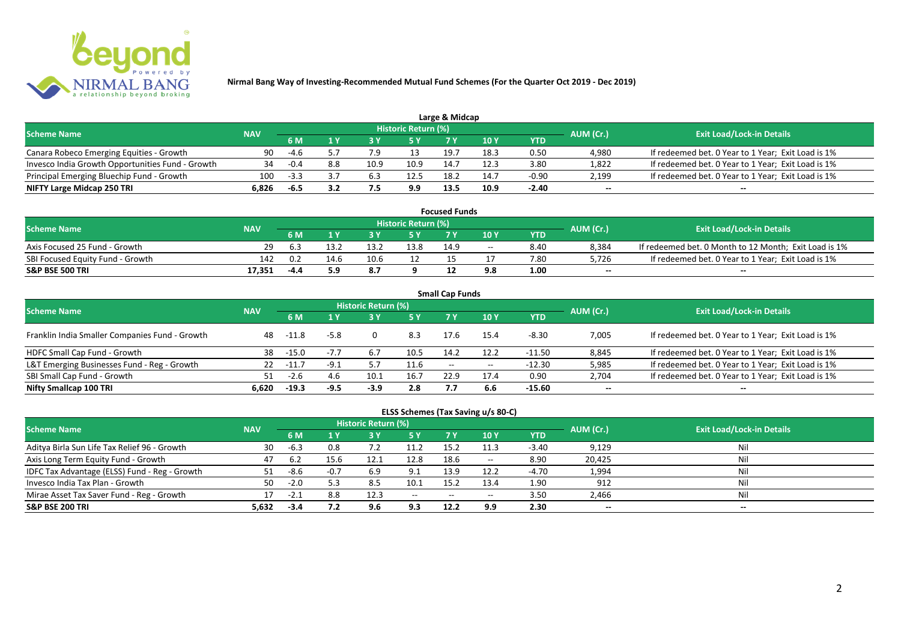**Nirmal Bang Way of Investing-Recommended Mutual Fund Schemes (For the Quarter Oct 2019 - Dec 2019)**

## Large & Midcap

| Scheme Name | NAV | Historic Return (%) | | | | | | | AUM (Cr.) | Exit Load/Lock-in Details |
|---|---|---|---|---|---|---|---|---|---|---|
| | | 6 M | 1 Y | 3 Y | 5 Y | 7 Y | 10 Y | YTD | | |
| Canara Robeco Emerging Equities - Growth | 90 | -4.6 | 5.7 | 7.9 | 13 | 19.7 | 18.3 | 0.50 | 4,980 | If redeemed bet. 0 Year to 1 Year; Exit Load is 1% |
| Invesco India Growth Opportunities Fund - Growth | 34 | -0.4 | 8.8 | 10.9 | 10.9 | 14.7 | 12.3 | 3.80 | 1,822 | If redeemed bet. 0 Year to 1 Year; Exit Load is 1% |
| Principal Emerging Bluechip Fund - Growth | 100 | -3.3 | 3.7 | 6.3 | 12.5 | 18.2 | 14.7 | -0.90 | 2,199 | If redeemed bet. 0 Year to 1 Year; Exit Load is 1% |
| **NIFTY Large Midcap 250 TRI** | **6,826** | **-6.5** | **3.2** | **7.5** | **9.9** | **13.5** | **10.9** | **-2.40** | **--** | **--** |

## Focused Funds

| Scheme Name | NAV | Historic Return (%) | | | | | | | AUM (Cr.) | Exit Load/Lock-in Details |
|---|---|---|---|---|---|---|---|---|---|---|
| | | 6 M | 1 Y | 3 Y | 5 Y | 7 Y | 10 Y | YTD | | |
| Axis Focused 25 Fund - Growth | 29 | 6.3 | 13.2 | 13.2 | 13.8 | 14.9 | -- | 8.40 | 8,384 | If redeemed bet. 0 Month to 12 Month; Exit Load is 1% |
| SBI Focused Equity Fund - Growth | 142 | 0.2 | 14.6 | 10.6 | 12 | 15 | 17 | 7.80 | 5,726 | If redeemed bet. 0 Year to 1 Year; Exit Load is 1% |
| **S&P BSE 500 TRI** | **17,351** | **-4.4** | **5.9** | **8.7** | **9** | **12** | **9.8** | **1.00** | **--** | **--** |

## Small Cap Funds

| Scheme Name | NAV | Historic Return (%) | | | | | | | AUM (Cr.) | Exit Load/Lock-in Details |
|---|---|---|---|---|---|---|---|---|---|---|
| | | 6 M | 1 Y | 3 Y | 5 Y | 7 Y | 10 Y | YTD | | |
| Franklin India Smaller Companies Fund - Growth | 48 | -11.8 | -5.8 | 0 | 8.3 | 17.6 | 15.4 | -8.30 | 7,005 | If redeemed bet. 0 Year to 1 Year; Exit Load is 1% |
| HDFC Small Cap Fund - Growth | 38 | -15.0 | -7.7 | 6.7 | 10.5 | 14.2 | 12.2 | -11.50 | 8,845 | If redeemed bet. 0 Year to 1 Year; Exit Load is 1% |
| L&T Emerging Businesses Fund - Reg - Growth | 22 | -11.7 | -9.1 | 5.7 | 11.6 | -- | -- | -12.30 | 5,985 | If redeemed bet. 0 Year to 1 Year; Exit Load is 1% |
| SBI Small Cap Fund - Growth | 51 | -2.6 | 4.6 | 10.1 | 16.7 | 22.9 | 17.4 | 0.90 | 2,704 | If redeemed bet. 0 Year to 1 Year; Exit Load is 1% |
| **Nifty Smallcap 100 TRI** | **6,620** | **-19.3** | **-9.5** | **-3.9** | **2.8** | **7.7** | **6.6** | **-15.60** | **--** | **--** |

## ELSS Schemes (Tax Saving u/s 80-C)

| Scheme Name | NAV | Historic Return (%) | | | | | | | AUM (Cr.) | Exit Load/Lock-in Details |
|---|---|---|---|---|---|---|---|---|---|---|
| | | 6 M | 1 Y | 3 Y | 5 Y | 7 Y | 10 Y | YTD | | |
| Aditya Birla Sun Life Tax Relief 96 - Growth | 30 | -6.3 | 0.8 | 7.2 | 11.2 | 15.2 | 11.3 | -3.40 | 9,129 | Nil |
| Axis Long Term Equity Fund - Growth | 47 | 6.2 | 15.6 | 12.1 | 12.8 | 18.6 | -- | 8.90 | 20,425 | Nil |
| IDFC Tax Advantage (ELSS) Fund - Reg - Growth | 51 | -8.6 | -0.7 | 6.9 | 9.1 | 13.9 | 12.2 | -4.70 | 1,994 | Nil |
| Invesco India Tax Plan - Growth | 50 | -2.0 | 5.3 | 8.5 | 10.1 | 15.2 | 13.4 | 1.90 | 912 | Nil |
| Mirae Asset Tax Saver Fund - Reg - Growth | 17 | -2.1 | 8.8 | 12.3 | -- | -- | -- | 3.50 | 2,466 | Nil |
| **S&P BSE 200 TRI** | **5,632** | **-3.4** | **7.2** | **9.6** | **9.3** | **12.2** | **9.9** | **2.30** | **--** | **--** |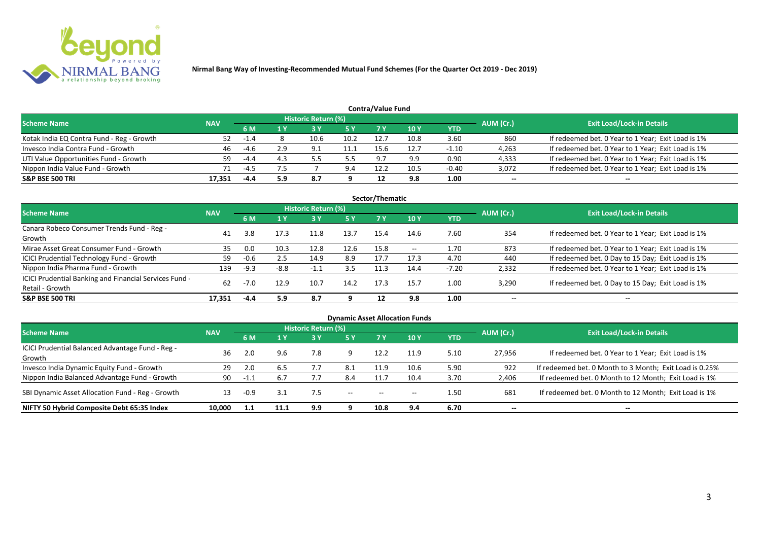**Nirmal Bang Way of Investing-Recommended Mutual Fund Schemes (For the Quarter Oct 2019 - Dec 2019)**

## Contra/Value Fund

| Scheme Name | NAV | Historic Return (%) | | | | | | | AUM (Cr.) | Exit Load/Lock-in Details |
|---|---|---|---|---|---|---|---|---|---|---|
| | | 6 M | 1 Y | 3 Y | 5 Y | 7 Y | 10 Y | YTD | | |
| Kotak India EQ Contra Fund - Reg - Growth | 52 | -1.4 | 8 | 10.6 | 10.2 | 12.7 | 10.8 | 3.60 | 860 | If redeemed bet. 0 Year to 1 Year; Exit Load is 1% |
| Invesco India Contra Fund - Growth | 46 | -4.6 | 2.9 | 9.1 | 11.1 | 15.6 | 12.7 | -1.10 | 4,263 | If redeemed bet. 0 Year to 1 Year; Exit Load is 1% |
| UTI Value Opportunities Fund - Growth | 59 | -4.4 | 4.3 | 5.5 | 5.5 | 9.7 | 9.9 | 0.90 | 4,333 | If redeemed bet. 0 Year to 1 Year; Exit Load is 1% |
| Nippon India Value Fund - Growth | 71 | -4.5 | 7.5 | 7 | 9.4 | 12.2 | 10.5 | -0.40 | 3,072 | If redeemed bet. 0 Year to 1 Year; Exit Load is 1% |
| **S&P BSE 500 TRI** | **17,351** | **-4.4** | **5.9** | **8.7** | **9** | **12** | **9.8** | **1.00** | **--** | **--** |

## Sector/Thematic

| Scheme Name | NAV | Historic Return (%) | | | | | | | AUM (Cr.) | Exit Load/Lock-in Details |
|---|---|---|---|---|---|---|---|---|---|---|
| | | 6 M | 1 Y | 3 Y | 5 Y | 7 Y | 10 Y | YTD | | |
| Canara Robeco Consumer Trends Fund - Reg - Growth | 41 | 3.8 | 17.3 | 11.8 | 13.7 | 15.4 | 14.6 | 7.60 | 354 | If redeemed bet. 0 Year to 1 Year; Exit Load is 1% |
| Mirae Asset Great Consumer Fund - Growth | 35 | 0.0 | 10.3 | 12.8 | 12.6 | 15.8 | -- | 1.70 | 873 | If redeemed bet. 0 Year to 1 Year; Exit Load is 1% |
| ICICI Prudential Technology Fund - Growth | 59 | -0.6 | 2.5 | 14.9 | 8.9 | 17.7 | 17.3 | 4.70 | 440 | If redeemed bet. 0 Day to 15 Day; Exit Load is 1% |
| Nippon India Pharma Fund - Growth | 139 | -9.3 | -8.8 | -1.1 | 3.5 | 11.3 | 14.4 | -7.20 | 2,332 | If redeemed bet. 0 Year to 1 Year; Exit Load is 1% |
| ICICI Prudential Banking and Financial Services Fund - Retail - Growth | 62 | -7.0 | 12.9 | 10.7 | 14.2 | 17.3 | 15.7 | 1.00 | 3,290 | If redeemed bet. 0 Day to 15 Day; Exit Load is 1% |
| **S&P BSE 500 TRI** | **17,351** | **-4.4** | **5.9** | **8.7** | **9** | **12** | **9.8** | **1.00** | **--** | **--** |

## Dynamic Asset Allocation Funds

| Scheme Name | NAV | Historic Return (%) | | | | | | | AUM (Cr.) | Exit Load/Lock-in Details |
|---|---|---|---|---|---|---|---|---|---|---|
| | | 6 M | 1 Y | 3 Y | 5 Y | 7 Y | 10 Y | YTD | | |
| ICICI Prudential Balanced Advantage Fund - Reg - Growth | 36 | 2.0 | 9.6 | 7.8 | 9 | 12.2 | 11.9 | 5.10 | 27,956 | If redeemed bet. 0 Year to 1 Year; Exit Load is 1% |
| Invesco India Dynamic Equity Fund - Growth | 29 | 2.0 | 6.5 | 7.7 | 8.1 | 11.9 | 10.6 | 5.90 | 922 | If redeemed bet. 0 Month to 3 Month; Exit Load is 0.25% |
| Nippon India Balanced Advantage Fund - Growth | 90 | -1.1 | 6.7 | 7.7 | 8.4 | 11.7 | 10.4 | 3.70 | 2,406 | If redeemed bet. 0 Month to 12 Month; Exit Load is 1% |
| SBI Dynamic Asset Allocation Fund - Reg - Growth | 13 | -0.9 | 3.1 | 7.5 | -- | -- | -- | 1.50 | 681 | If redeemed bet. 0 Month to 12 Month; Exit Load is 1% |
| **NIFTY 50 Hybrid Composite Debt 65:35 Index** | **10,000** | **1.1** | **11.1** | **9.9** | **9** | **10.8** | **9.4** | **6.70** | **--** | **--** |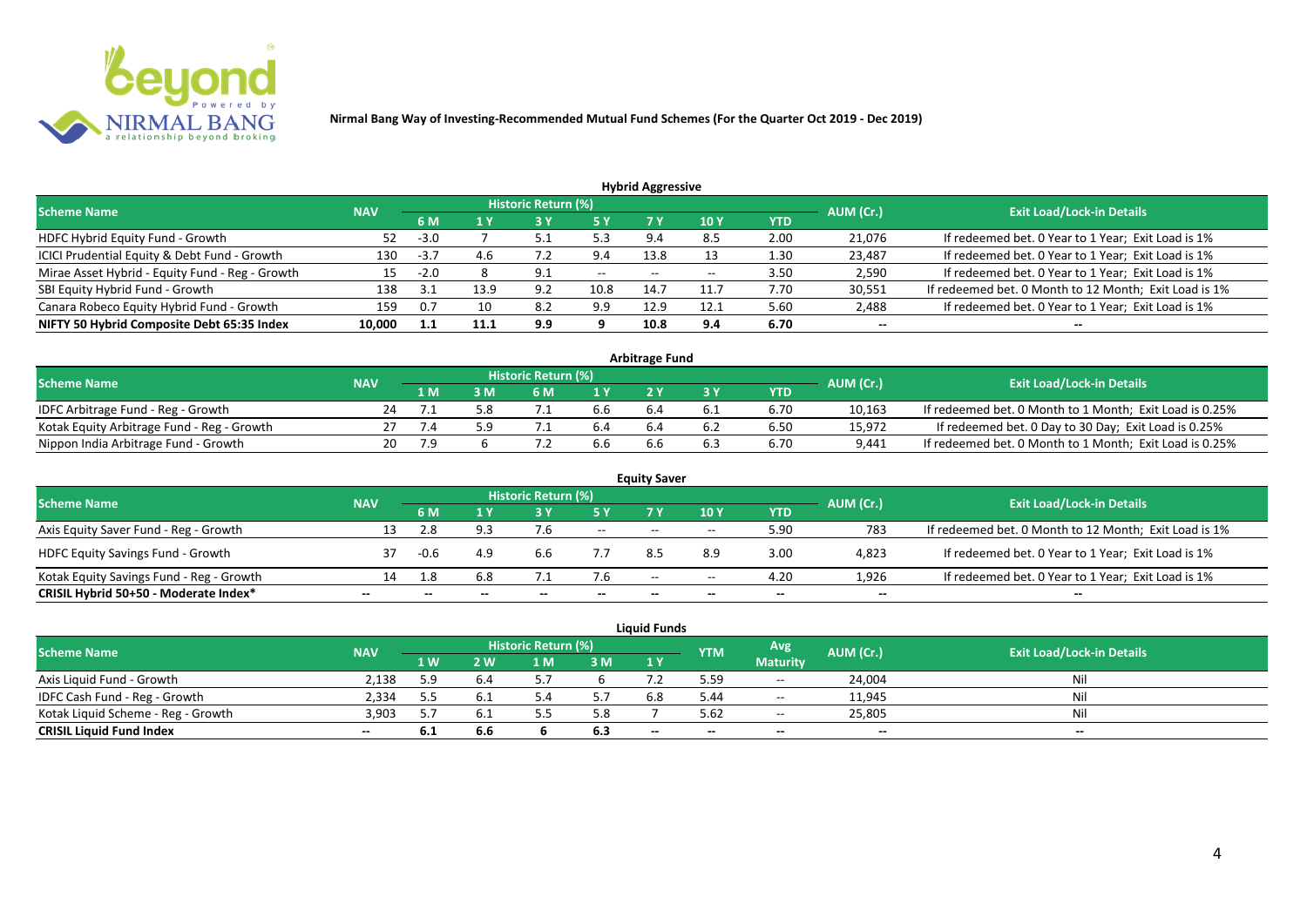**Nirmal Bang Way of Investing-Recommended Mutual Fund Schemes (For the Quarter Oct 2019 - Dec 2019)**

## Hybrid Aggressive

| Scheme Name | NAV | Historic Return (%) | | | | | | YTD | AUM (Cr.) | Exit Load/Lock-in Details |
|---|---|---|---|---|---|---|---|---|---|---|
| | | 6 M | 1 Y | 3 Y | 5 Y | 7 Y | 10 Y | | | |
| HDFC Hybrid Equity Fund - Growth | 52 | -3.0 | 7 | 5.1 | 5.3 | 9.4 | 8.5 | 2.00 | 21,076 | If redeemed bet. 0 Year to 1 Year; Exit Load is 1% |
| ICICI Prudential Equity & Debt Fund - Growth | 130 | -3.7 | 4.6 | 7.2 | 9.4 | 13.8 | 13 | 1.30 | 23,487 | If redeemed bet. 0 Year to 1 Year; Exit Load is 1% |
| Mirae Asset Hybrid - Equity Fund - Reg - Growth | 15 | -2.0 | 8 | 9.1 | -- | -- | -- | 3.50 | 2,590 | If redeemed bet. 0 Year to 1 Year; Exit Load is 1% |
| SBI Equity Hybrid Fund - Growth | 138 | 3.1 | 13.9 | 9.2 | 10.8 | 14.7 | 11.7 | 7.70 | 30,551 | If redeemed bet. 0 Month to 12 Month; Exit Load is 1% |
| Canara Robeco Equity Hybrid Fund - Growth | 159 | 0.7 | 10 | 8.2 | 9.9 | 12.9 | 12.1 | 5.60 | 2,488 | If redeemed bet. 0 Year to 1 Year; Exit Load is 1% |
| **NIFTY 50 Hybrid Composite Debt 65:35 Index** | **10,000** | **1.1** | **11.1** | **9.9** | **9** | **10.8** | **9.4** | **6.70** | **--** | **--** |

## Arbitrage Fund

| Scheme Name | NAV | Historic Return (%) | | | | | | YTD | AUM (Cr.) | Exit Load/Lock-in Details |
|---|---|---|---|---|---|---|---|---|---|---|
| | | 1 M | 3 M | 6 M | 1 Y | 2 Y | 3 Y | | | |
| IDFC Arbitrage Fund - Reg - Growth | 24 | 7.1 | 5.8 | 7.1 | 6.6 | 6.4 | 6.1 | 6.70 | 10,163 | If redeemed bet. 0 Month to 1 Month; Exit Load is 0.25% |
| Kotak Equity Arbitrage Fund - Reg - Growth | 27 | 7.4 | 5.9 | 7.1 | 6.4 | 6.4 | 6.2 | 6.50 | 15,972 | If redeemed bet. 0 Day to 30 Day; Exit Load is 0.25% |
| Nippon India Arbitrage Fund - Growth | 20 | 7.9 | 6 | 7.2 | 6.6 | 6.6 | 6.3 | 6.70 | 9,441 | If redeemed bet. 0 Month to 1 Month; Exit Load is 0.25% |

## Equity Saver

| Scheme Name | NAV | Historic Return (%) | | | | | | YTD | AUM (Cr.) | Exit Load/Lock-in Details |
|---|---|---|---|---|---|---|---|---|---|---|
| | | 6 M | 1 Y | 3 Y | 5 Y | 7 Y | 10 Y | | | |
| Axis Equity Saver Fund - Reg - Growth | 13 | 2.8 | 9.3 | 7.6 | -- | -- | -- | 5.90 | 783 | If redeemed bet. 0 Month to 12 Month; Exit Load is 1% |
| HDFC Equity Savings Fund - Growth | 37 | -0.6 | 4.9 | 6.6 | 7.7 | 8.5 | 8.9 | 3.00 | 4,823 | If redeemed bet. 0 Year to 1 Year; Exit Load is 1% |
| Kotak Equity Savings Fund - Reg - Growth | 14 | 1.8 | 6.8 | 7.1 | 7.6 | -- | -- | 4.20 | 1,926 | If redeemed bet. 0 Year to 1 Year; Exit Load is 1% |
| **CRISIL Hybrid 50+50 - Moderate Index*** | **--** | **--** | **--** | **--** | **--** | **--** | **--** | **--** | **--** | **--** |

## Liquid Funds

| Scheme Name | NAV | Historic Return (%) | | | | | YTM | Avg Maturity | AUM (Cr.) | Exit Load/Lock-in Details |
|---|---|---|---|---|---|---|---|---|---|---|
| | | 1 W | 2 W | 1 M | 3 M | 1 Y | | | | |
| Axis Liquid Fund - Growth | 2,138 | 5.9 | 6.4 | 5.7 | 6 | 7.2 | 5.59 | -- | 24,004 | Nil |
| IDFC Cash Fund - Reg - Growth | 2,334 | 5.5 | 6.1 | 5.4 | 5.7 | 6.8 | 5.44 | -- | 11,945 | Nil |
| Kotak Liquid Scheme - Reg - Growth | 3,903 | 5.7 | 6.1 | 5.5 | 5.8 | 7 | 5.62 | -- | 25,805 | Nil |
| **CRISIL Liquid Fund Index** | **--** | **6.1** | **6.6** | **6** | **6.3** | **--** | **--** | **--** | **--** | **--** |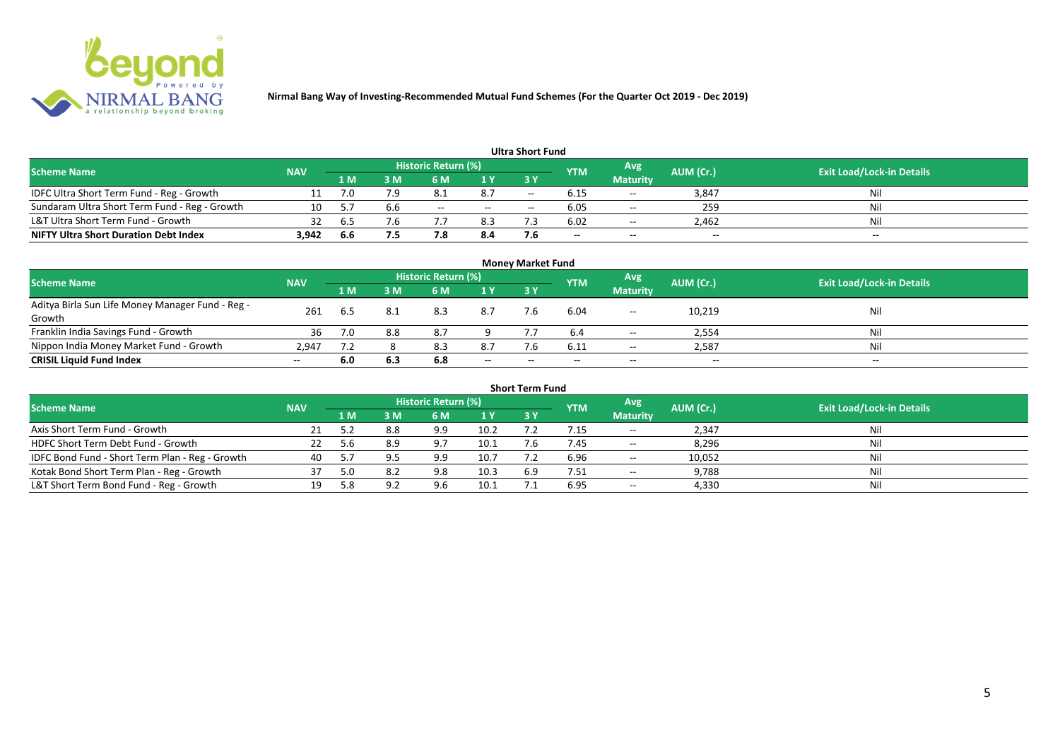**Nirmal Bang Way of Investing-Recommended Mutual Fund Schemes (For the Quarter Oct 2019 - Dec 2019)**

### Ultra Short Fund

| Scheme Name | NAV | Historic Return (%) | | | | | YTM | Avg Maturity | AUM (Cr.) | Exit Load/Lock-in Details |
|---|---|---|---|---|---|---|---|---|---|---|
| | | 1 M | 3 M | 6 M | 1 Y | 3 Y | | | | |
| IDFC Ultra Short Term Fund - Reg - Growth | 11 | 7.0 | 7.9 | 8.1 | 8.7 | -- | 6.15 | -- | 3,847 | Nil |
| Sundaram Ultra Short Term Fund - Reg - Growth | 10 | 5.7 | 6.6 | -- | -- | -- | 6.05 | -- | 259 | Nil |
| L&T Ultra Short Term Fund - Growth | 32 | 6.5 | 7.6 | 7.7 | 8.3 | 7.3 | 6.02 | -- | 2,462 | Nil |
| **NIFTY Ultra Short Duration Debt Index** | **3,942** | **6.6** | **7.5** | **7.8** | **8.4** | **7.6** | **--** | **--** | **--** | **--** |

### Money Market Fund

| Scheme Name | NAV | Historic Return (%) | | | | | YTM | Avg Maturity | AUM (Cr.) | Exit Load/Lock-in Details |
|---|---|---|---|---|---|---|---|---|---|---|
| | | 1 M | 3 M | 6 M | 1 Y | 3 Y | | | | |
| Aditya Birla Sun Life Money Manager Fund - Reg - Growth | 261 | 6.5 | 8.1 | 8.3 | 8.7 | 7.6 | 6.04 | -- | 10,219 | Nil |
| Franklin India Savings Fund - Growth | 36 | 7.0 | 8.8 | 8.7 | 9 | 7.7 | 6.4 | -- | 2,554 | Nil |
| Nippon India Money Market Fund - Growth | 2,947 | 7.2 | 8 | 8.3 | 8.7 | 7.6 | 6.11 | -- | 2,587 | Nil |
| **CRISIL Liquid Fund Index** | **--** | **6.0** | **6.3** | **6.8** | **--** | **--** | **--** | **--** | **--** | **--** |

### Short Term Fund

| Scheme Name | NAV | Historic Return (%) | | | | | YTM | Avg Maturity | AUM (Cr.) | Exit Load/Lock-in Details |
|---|---|---|---|---|---|---|---|---|---|---|
| | | 1 M | 3 M | 6 M | 1 Y | 3 Y | | | | |
| Axis Short Term Fund - Growth | 21 | 5.2 | 8.8 | 9.9 | 10.2 | 7.2 | 7.15 | -- | 2,347 | Nil |
| HDFC Short Term Debt Fund - Growth | 22 | 5.6 | 8.9 | 9.7 | 10.1 | 7.6 | 7.45 | -- | 8,296 | Nil |
| IDFC Bond Fund - Short Term Plan - Reg - Growth | 40 | 5.7 | 9.5 | 9.9 | 10.7 | 7.2 | 6.96 | -- | 10,052 | Nil |
| Kotak Bond Short Term Plan - Reg - Growth | 37 | 5.0 | 8.2 | 9.8 | 10.3 | 6.9 | 7.51 | -- | 9,788 | Nil |
| L&T Short Term Bond Fund - Reg - Growth | 19 | 5.8 | 9.2 | 9.6 | 10.1 | 7.1 | 6.95 | -- | 4,330 | Nil |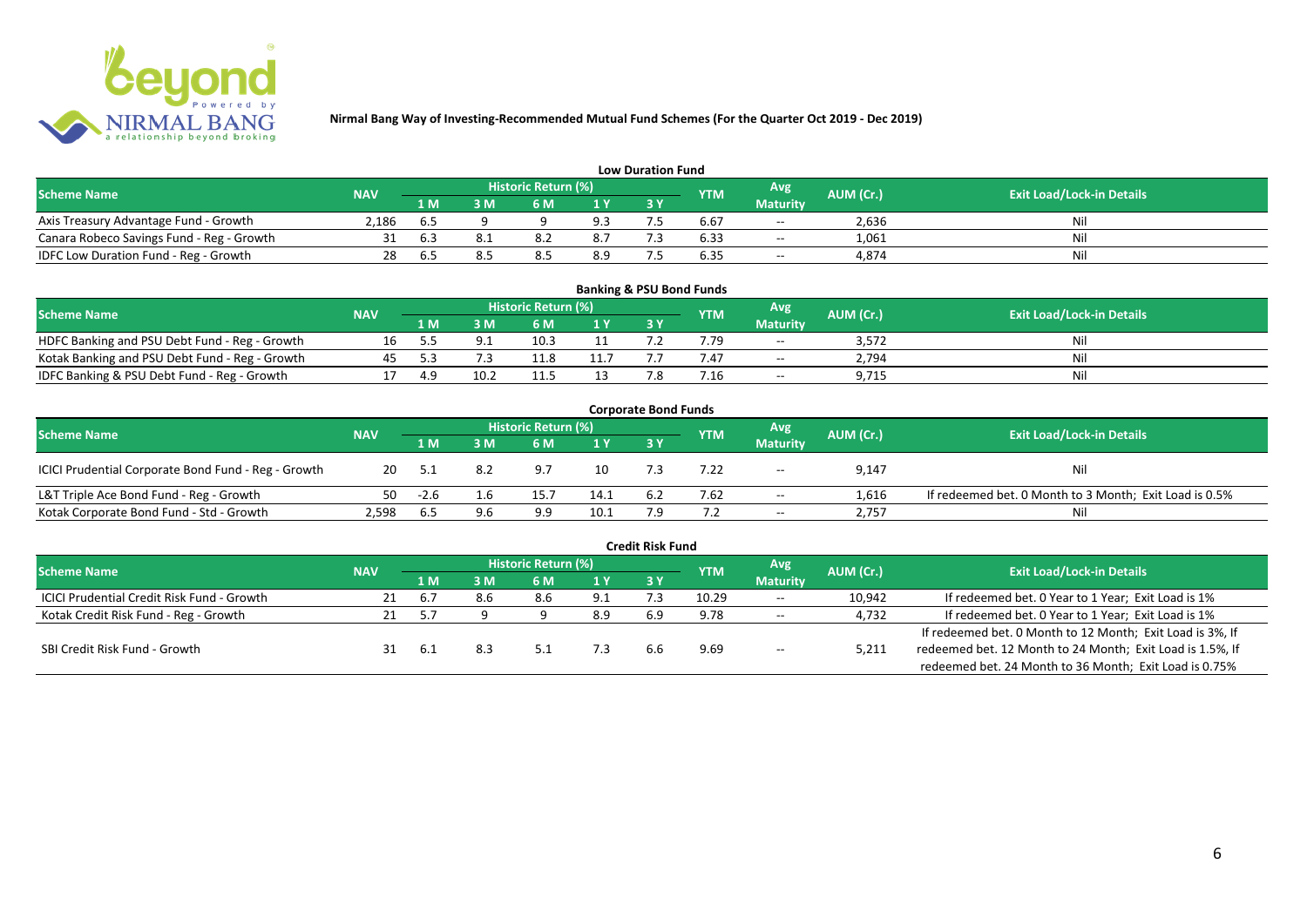# Nirmal Bang Way of Investing-Recommended Mutual Fund Schemes (For the Quarter Oct 2019 - Dec 2019)

## Low Duration Fund

| Scheme Name | NAV | Historic Return (%) | | | | | YTM | Avg Maturity | AUM (Cr.) | Exit Load/Lock-in Details |
|---|---|---|---|---|---|---|---|---|---|---|
| | | 1 M | 3 M | 6 M | 1 Y | 3 Y | | | | |
| Axis Treasury Advantage Fund - Growth | 2,186 | 6.5 | 9 | 9 | 9.3 | 7.5 | 6.67 | -- | 2,636 | Nil |
| Canara Robeco Savings Fund - Reg - Growth | 31 | 6.3 | 8.1 | 8.2 | 8.7 | 7.3 | 6.33 | -- | 1,061 | Nil |
| IDFC Low Duration Fund - Reg - Growth | 28 | 6.5 | 8.5 | 8.5 | 8.9 | 7.5 | 6.35 | -- | 4,874 | Nil |

## Banking & PSU Bond Funds

| Scheme Name | NAV | Historic Return (%) | | | | | YTM | Avg Maturity | AUM (Cr.) | Exit Load/Lock-in Details |
|---|---|---|---|---|---|---|---|---|---|---|
| | | 1 M | 3 M | 6 M | 1 Y | 3 Y | | | | |
| HDFC Banking and PSU Debt Fund - Reg - Growth | 16 | 5.5 | 9.1 | 10.3 | 11 | 7.2 | 7.79 | -- | 3,572 | Nil |
| Kotak Banking and PSU Debt Fund - Reg - Growth | 45 | 5.3 | 7.3 | 11.8 | 11.7 | 7.7 | 7.47 | -- | 2,794 | Nil |
| IDFC Banking & PSU Debt Fund - Reg - Growth | 17 | 4.9 | 10.2 | 11.5 | 13 | 7.8 | 7.16 | -- | 9,715 | Nil |

## Corporate Bond Funds

| Scheme Name | NAV | Historic Return (%) | | | | | YTM | Avg Maturity | AUM (Cr.) | Exit Load/Lock-in Details |
|---|---|---|---|---|---|---|---|---|---|---|
| | | 1 M | 3 M | 6 M | 1 Y | 3 Y | | | | |
| ICICI Prudential Corporate Bond Fund - Reg - Growth | 20 | 5.1 | 8.2 | 9.7 | 10 | 7.3 | 7.22 | -- | 9,147 | Nil |
| L&T Triple Ace Bond Fund - Reg - Growth | 50 | -2.6 | 1.6 | 15.7 | 14.1 | 6.2 | 7.62 | -- | 1,616 | If redeemed bet. 0 Month to 3 Month; Exit Load is 0.5% |
| Kotak Corporate Bond Fund - Std - Growth | 2,598 | 6.5 | 9.6 | 9.9 | 10.1 | 7.9 | 7.2 | -- | 2,757 | Nil |

## Credit Risk Fund

| Scheme Name | NAV | Historic Return (%) | | | | | YTM | Avg Maturity | AUM (Cr.) | Exit Load/Lock-in Details |
|---|---|---|---|---|---|---|---|---|---|---|
| | | 1 M | 3 M | 6 M | 1 Y | 3 Y | | | | |
| ICICI Prudential Credit Risk Fund - Growth | 21 | 6.7 | 8.6 | 8.6 | 9.1 | 7.3 | 10.29 | -- | 10,942 | If redeemed bet. 0 Year to 1 Year; Exit Load is 1% |
| Kotak Credit Risk Fund - Reg - Growth | 21 | 5.7 | 9 | 9 | 8.9 | 6.9 | 9.78 | -- | 4,732 | If redeemed bet. 0 Year to 1 Year; Exit Load is 1% |
| SBI Credit Risk Fund - Growth | 31 | 6.1 | 8.3 | 5.1 | 7.3 | 6.6 | 9.69 | -- | 5,211 | If redeemed bet. 0 Month to 12 Month; Exit Load is 3%, If redeemed bet. 12 Month to 24 Month; Exit Load is 1.5%, If redeemed bet. 24 Month to 36 Month; Exit Load is 0.75% |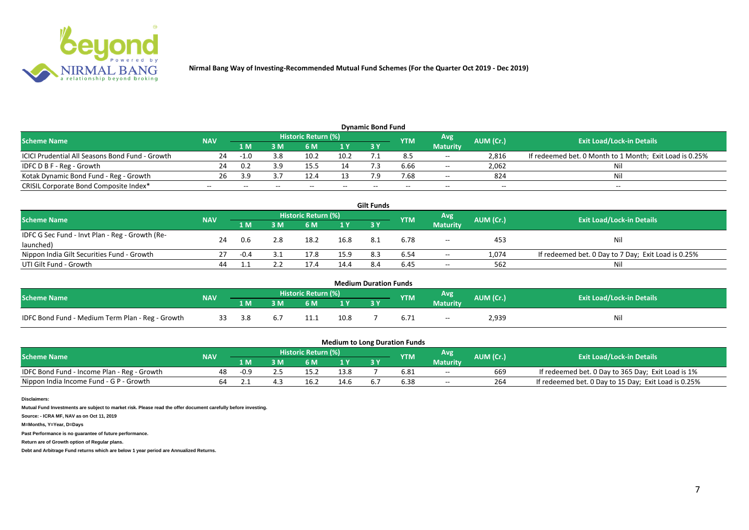Nirmal Bang Way of Investing-Recommended Mutual Fund Schemes (For the Quarter Oct 2019 - Dec 2019)

## Dynamic Bond Fund

| Scheme Name | NAV | Historic Return (%) | | | | | YTM | Avg Maturity | AUM (Cr.) | Exit Load/Lock-in Details |
|---|---|---|---|---|---|---|---|---|---|---|
| | | 1 M | 3 M | 6 M | 1 Y | 3 Y | | | | |
| ICICI Prudential All Seasons Bond Fund - Growth | 24 | -1.0 | 3.8 | 10.2 | 10.2 | 7.1 | 8.5 | -- | 2,816 | If redeemed bet. 0 Month to 1 Month; Exit Load is 0.25% |
| IDFC D B F - Reg - Growth | 24 | 0.2 | 3.9 | 15.5 | 14 | 7.3 | 6.66 | -- | 2,062 | Nil |
| Kotak Dynamic Bond Fund - Reg - Growth | 26 | 3.9 | 3.7 | 12.4 | 13 | 7.9 | 7.68 | -- | 824 | Nil |
| CRISIL Corporate Bond Composite Index* | -- | -- | -- | -- | -- | -- | -- | -- | -- | -- |

## Gilt Funds

| Scheme Name | NAV | Historic Return (%) | | | | | YTM | Avg Maturity | AUM (Cr.) | Exit Load/Lock-in Details |
|---|---|---|---|---|---|---|---|---|---|---|
| | | 1 M | 3 M | 6 M | 1 Y | 3 Y | | | | |
| IDFC G Sec Fund - Invt Plan - Reg - Growth (Re-launched) | 24 | 0.6 | 2.8 | 18.2 | 16.8 | 8.1 | 6.78 | -- | 453 | Nil |
| Nippon India Gilt Securities Fund - Growth | 27 | -0.4 | 3.1 | 17.8 | 15.9 | 8.3 | 6.54 | -- | 1,074 | If redeemed bet. 0 Day to 7 Day; Exit Load is 0.25% |
| UTI Gilt Fund - Growth | 44 | 1.1 | 2.2 | 17.4 | 14.4 | 8.4 | 6.45 | -- | 562 | Nil |

## Medium Duration Funds

| Scheme Name | NAV | Historic Return (%) | | | | | YTM | Avg Maturity | AUM (Cr.) | Exit Load/Lock-in Details |
|---|---|---|---|---|---|---|---|---|---|---|
| | | 1 M | 3 M | 6 M | 1 Y | 3 Y | | | | |
| IDFC Bond Fund - Medium Term Plan - Reg - Growth | 33 | 3.8 | 6.7 | 11.1 | 10.8 | 7 | 6.71 | -- | 2,939 | Nil |

## Medium to Long Duration Funds

| Scheme Name | NAV | Historic Return (%) | | | | | YTM | Avg Maturity | AUM (Cr.) | Exit Load/Lock-in Details |
|---|---|---|---|---|---|---|---|---|---|---|
| | | 1 M | 3 M | 6 M | 1 Y | 3 Y | | | | |
| IDFC Bond Fund - Income Plan - Reg - Growth | 48 | -0.9 | 2.5 | 15.2 | 13.8 | 7 | 6.81 | -- | 669 | If redeemed bet. 0 Day to 365 Day; Exit Load is 1% |
| Nippon India Income Fund - G P - Growth | 64 | 2.1 | 4.3 | 16.2 | 14.6 | 6.7 | 6.38 | -- | 264 | If redeemed bet. 0 Day to 15 Day; Exit Load is 0.25% |

**Disclaimers:**

**Mutual Fund Investments are subject to market risk. Please read the offer document carefully before investing.**

**Source: - ICRA MF, NAV as on Oct 11, 2019**

**M=Months, Y=Year, D=Days**

**Past Performance is no guarantee of future performance.**

**Return are of Growth option of Regular plans.**

**Debt and Arbitrage Fund returns which are below 1 year period are Annualized Returns.**